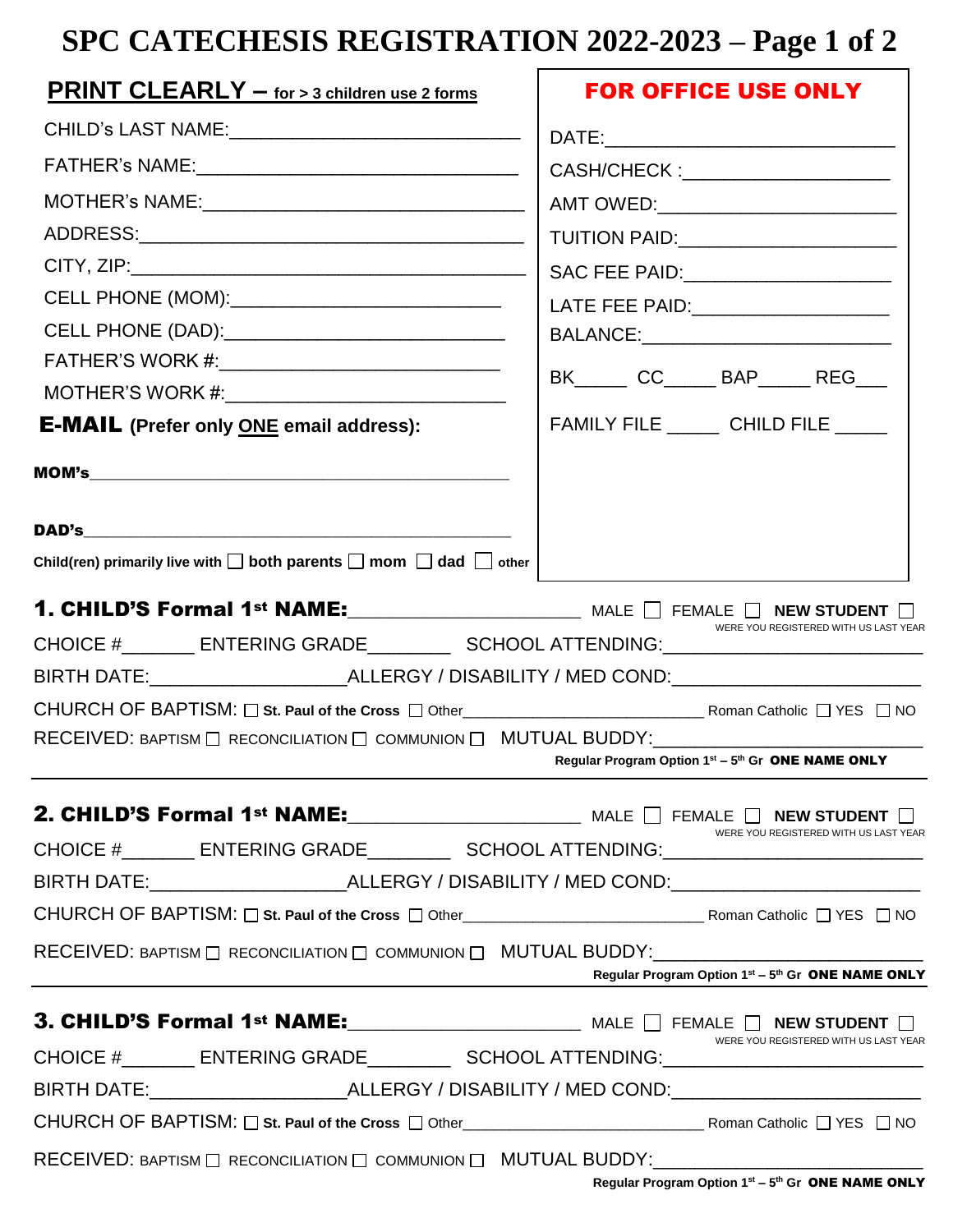# SPC CATECHESIS REGISTRATION 2022-2023 – Page 1 of 2

**PRINT CLEARLY – for > 3 children use 2 forms**

CHILD's LAST NAME:___________________________

FATHER's NAME:______________________________

MOTHER's NAME:_____________________________

ADDRESS:___________________________________

CITY, ZIP:__________________________________

CELL PHONE (MOM):________________________

CELL PHONE (DAD):_________________________

FATHER'S WORK #:__________________________

MOTHER'S WORK #:_________________________

**E-MAIL (Prefer only ONE email address):**

**MOM's**_____________________________________________

**DAD's**_____________________________________________

**Child(ren) primarily live with** ☐ **both parents** ☐ **mom** ☐ **dad** ☐ **other**

**FOR OFFICE USE ONLY**

DATE:___________________________

CASH/CHECK :___________________

AMT OWED:______________________

TUITION PAID:___________________

SAC FEE PAID:___________________

LATE FEE PAID:__________________

BALANCE:_______________________

BK_____ CC_____ BAP_____ REG___

FAMILY FILE _____ CHILD FILE _____

---

**1. CHILD'S Formal 1st NAME:**______________________ MALE ☐ FEMALE ☐ **NEW STUDENT** ☐
WERE YOU REGISTERED WITH US LAST YEAR

CHOICE #_______ ENTERING GRADE________ SCHOOL ATTENDING:________________________

BIRTH DATE:__________________ALLERGY / DISABILITY / MED COND:______________________

CHURCH OF BAPTISM: ☐ **St. Paul of the Cross** ☐ Other__________________________ Roman Catholic ☐ YES ☐ NO

RECEIVED: BAPTISM ☐ RECONCILIATION ☐ COMMUNION ☐ MUTUAL BUDDY:________________________

**Regular Program Option 1st – 5th Gr ONE NAME ONLY**

---

**2. CHILD'S Formal 1st NAME:**______________________ MALE ☐ FEMALE ☐ **NEW STUDENT** ☐
WERE YOU REGISTERED WITH US LAST YEAR

CHOICE #_______ ENTERING GRADE________ SCHOOL ATTENDING:________________________

BIRTH DATE:__________________ALLERGY / DISABILITY / MED COND:______________________

CHURCH OF BAPTISM: ☐ **St. Paul of the Cross** ☐ Other__________________________ Roman Catholic ☐ YES ☐ NO

RECEIVED: BAPTISM ☐ RECONCILIATION ☐ COMMUNION ☐ MUTUAL BUDDY:________________________

**Regular Program Option 1st – 5th Gr ONE NAME ONLY**

---

**3. CHILD'S Formal 1st NAME:**______________________ MALE ☐ FEMALE ☐ **NEW STUDENT** ☐
WERE YOU REGISTERED WITH US LAST YEAR

CHOICE #_______ ENTERING GRADE________ SCHOOL ATTENDING:________________________

BIRTH DATE:__________________ALLERGY / DISABILITY / MED COND:______________________

CHURCH OF BAPTISM: ☐ **St. Paul of the Cross** ☐ Other__________________________ Roman Catholic ☐ YES ☐ NO

RECEIVED: BAPTISM ☐ RECONCILIATION ☐ COMMUNION ☐ MUTUAL BUDDY:________________________

**Regular Program Option 1st – 5th Gr ONE NAME ONLY**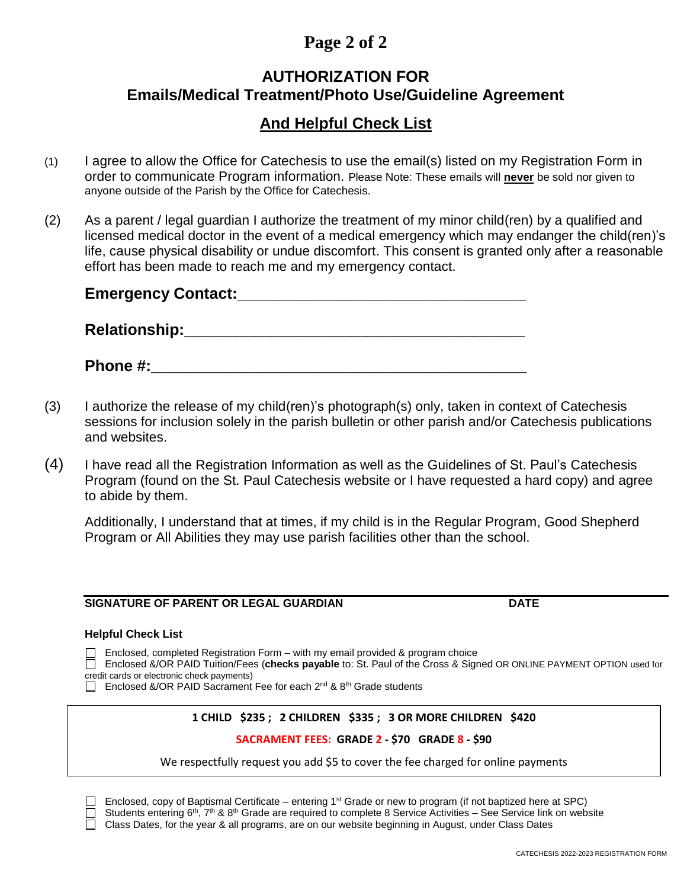# AUTHORIZATION FOR Emails/Medical Treatment/Photo Use/Guideline Agreement

## And Helpful Check List

(1) I agree to allow the Office for Catechesis to use the email(s) listed on my Registration Form in order to communicate Program information. Please Note: These emails will **never** be sold nor given to anyone outside of the Parish by the Office for Catechesis.

(2) As a parent / legal guardian I authorize the treatment of my minor child(ren) by a qualified and licensed medical doctor in the event of a medical emergency which may endanger the child(ren)'s life, cause physical disability or undue discomfort. This consent is granted only after a reasonable effort has been made to reach me and my emergency contact.

**Emergency Contact:**_________________________________

**Relationship:**_________________________________

**Phone #:**_________________________________

(3) I authorize the release of my child(ren)'s photograph(s) only, taken in context of Catechesis sessions for inclusion solely in the parish bulletin or other parish and/or Catechesis publications and websites.

(4) I have read all the Registration Information as well as the Guidelines of St. Paul's Catechesis Program (found on the St. Paul Catechesis website or I have requested a hard copy) and agree to abide by them.

Additionally, I understand that at times, if my child is in the Regular Program, Good Shepherd Program or All Abilities they may use parish facilities other than the school.

_________________________________________________

**SIGNATURE OF PARENT OR LEGAL GUARDIAN** **DATE**

**Helpful Check List**

- ☐ Enclosed, completed Registration Form – with my email provided & program choice
- ☐ Enclosed &/OR PAID Tuition/Fees (**checks payable** to: St. Paul of the Cross & Signed OR ONLINE PAYMENT OPTION used for credit cards or electronic check payments)
- ☐ Enclosed &/OR PAID Sacrament Fee for each 2nd & 8th Grade students

**1 CHILD $235 ; 2 CHILDREN $335 ; 3 OR MORE CHILDREN $420**

**SACRAMENT FEES: GRADE 2 - $70 GRADE 8 - $90**

We respectfully request you add $5 to cover the fee charged for online payments

- ☐ Enclosed, copy of Baptismal Certificate – entering 1st Grade or new to program (if not baptized here at SPC)
- ☐ Students entering 6th, 7th & 8th Grade are required to complete 8 Service Activities – See Service link on website
- ☐ Class Dates, for the year & all programs, are on our website beginning in August, under Class Dates

CATECHESIS 2022-2023 REGISTRATION FORM